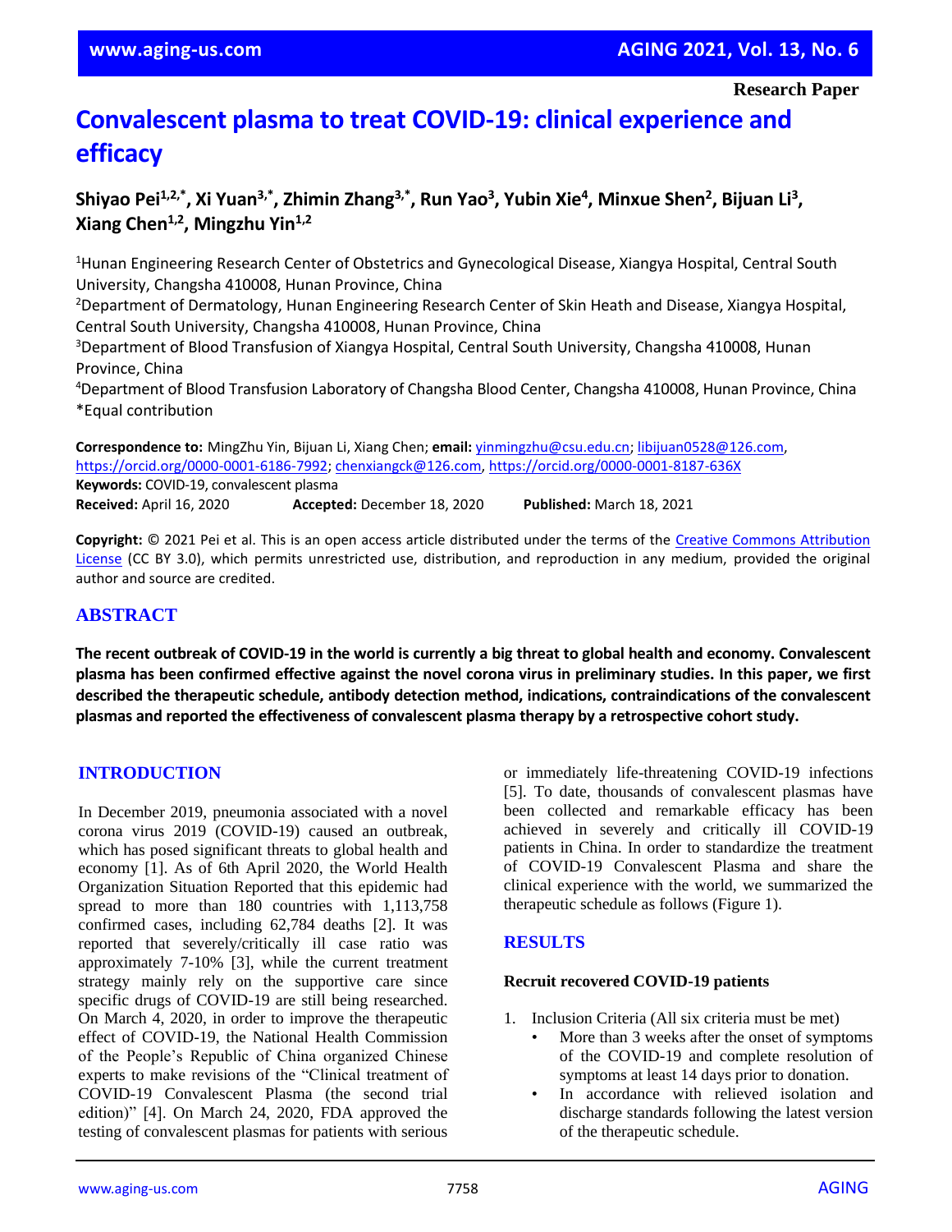Research Paper

# Convalescent plasma to treat COVID-19: clinical experience and efficacy

**Shiyao Pei[1,2,*], Xi Yuan[3,*], Zhimin Zhang[3,*], Run Yao[3], Yubin Xie[4], Minxue Shen[2], Bijuan Li[3], Xiang Chen[1,2], Mingzhu Yin[1,2]**

[1]Hunan Engineering Research Center of Obstetrics and Gynecological Disease, Xiangya Hospital, Central South University, Changsha 410008, Hunan Province, China
[2]Department of Dermatology, Hunan Engineering Research Center of Skin Heath and Disease, Xiangya Hospital, Central South University, Changsha 410008, Hunan Province, China
[3]Department of Blood Transfusion of Xiangya Hospital, Central South University, Changsha 410008, Hunan Province, China
[4]Department of Blood Transfusion Laboratory of Changsha Blood Center, Changsha 410008, Hunan Province, China
*Equal contribution

**Correspondence to:** MingZhu Yin, Bijuan Li, Xiang Chen; **email:** yinmingzhu@csu.edu.cn; libijuan0528@126.com, https://orcid.org/0000-0001-6186-7992; chenxiangck@126.com, https://orcid.org/0000-0001-8187-636X
**Keywords:** COVID-19, convalescent plasma
**Received:** April 16, 2020 **Accepted:** December 18, 2020 **Published:** March 18, 2021

**Copyright:** © 2021 Pei et al. This is an open access article distributed under the terms of the Creative Commons Attribution License (CC BY 3.0), which permits unrestricted use, distribution, and reproduction in any medium, provided the original author and source are credited.

## ABSTRACT

**The recent outbreak of COVID-19 in the world is currently a big threat to global health and economy. Convalescent plasma has been confirmed effective against the novel corona virus in preliminary studies. In this paper, we first described the therapeutic schedule, antibody detection method, indications, contraindications of the convalescent plasmas and reported the effectiveness of convalescent plasma therapy by a retrospective cohort study.**

## INTRODUCTION

In December 2019, pneumonia associated with a novel corona virus 2019 (COVID-19) caused an outbreak, which has posed significant threats to global health and economy [1]. As of 6th April 2020, the World Health Organization Situation Reported that this epidemic had spread to more than 180 countries with 1,113,758 confirmed cases, including 62,784 deaths [2]. It was reported that severely/critically ill case ratio was approximately 7-10% [3], while the current treatment strategy mainly rely on the supportive care since specific drugs of COVID-19 are still being researched. On March 4, 2020, in order to improve the therapeutic effect of COVID-19, the National Health Commission of the People's Republic of China organized Chinese experts to make revisions of the "Clinical treatment of COVID-19 Convalescent Plasma (the second trial edition)" [4]. On March 24, 2020, FDA approved the testing of convalescent plasmas for patients with serious or immediately life-threatening COVID-19 infections [5]. To date, thousands of convalescent plasmas have been collected and remarkable efficacy has been achieved in severely and critically ill COVID-19 patients in China. In order to standardize the treatment of COVID-19 Convalescent Plasma and share the clinical experience with the world, we summarized the therapeutic schedule as follows (Figure 1).

## RESULTS

### Recruit recovered COVID-19 patients

1. Inclusion Criteria (All six criteria must be met)
   - More than 3 weeks after the onset of symptoms of the COVID-19 and complete resolution of symptoms at least 14 days prior to donation.
   - In accordance with relieved isolation and discharge standards following the latest version of the therapeutic schedule.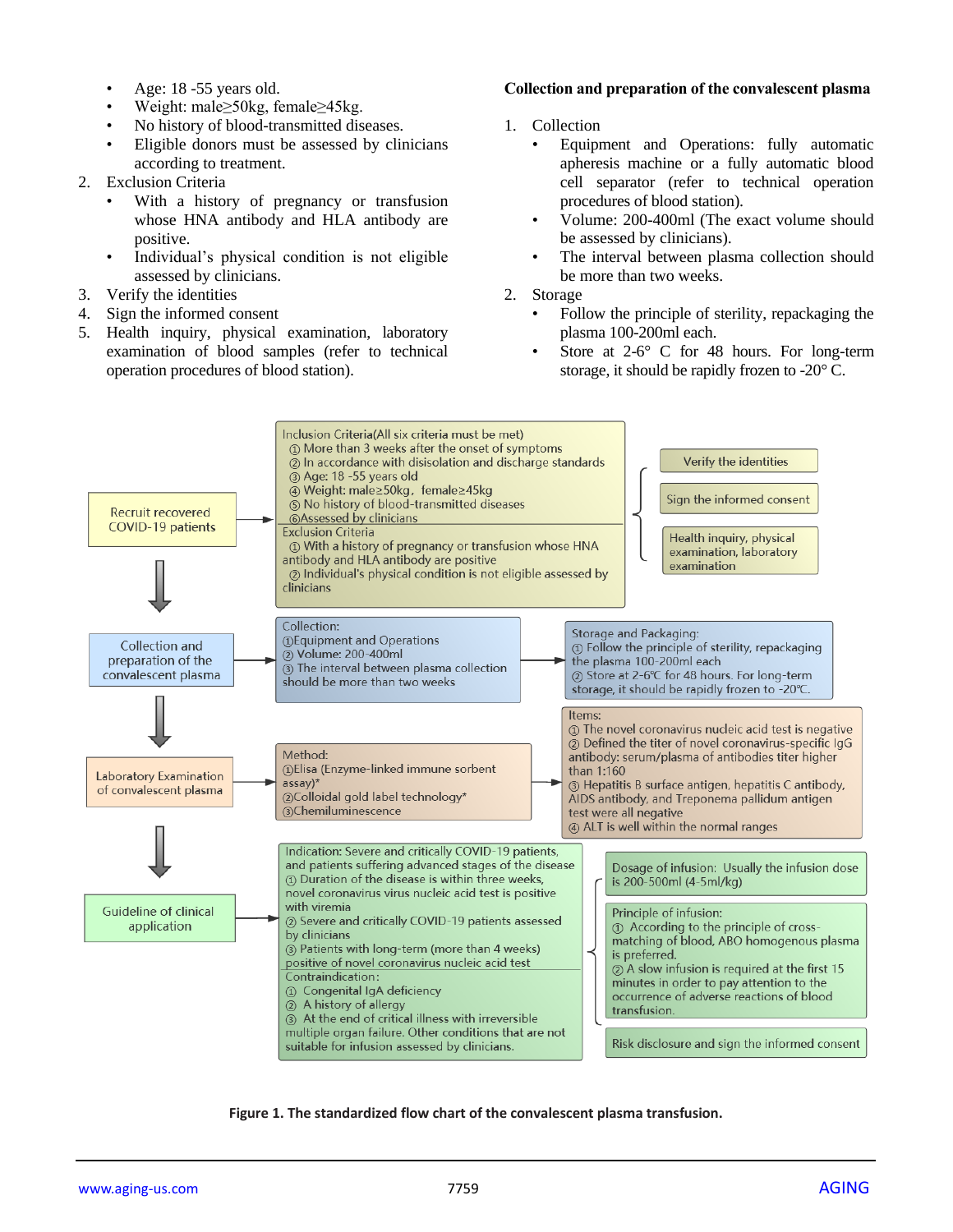- Age: 18 -55 years old.
- Weight: male≥50kg, female≥45kg.
- No history of blood-transmitted diseases.
- Eligible donors must be assessed by clinicians according to treatment.

2. Exclusion Criteria
   - With a history of pregnancy or transfusion whose HNA antibody and HLA antibody are positive.
   - Individual's physical condition is not eligible assessed by clinicians.
3. Verify the identities
4. Sign the informed consent
5. Health inquiry, physical examination, laboratory examination of blood samples (refer to technical operation procedures of blood station).

**Collection and preparation of the convalescent plasma**

1. Collection
   - Equipment and Operations: fully automatic apheresis machine or a fully automatic blood cell separator (refer to technical operation procedures of blood station).
   - Volume: 200-400ml (The exact volume should be assessed by clinicians).
   - The interval between plasma collection should be more than two weeks.
2. Storage
   - Follow the principle of sterility, repackaging the plasma 100-200ml each.
   - Store at 2-6° C for 48 hours. For long-term storage, it should be rapidly frozen to -20° C.

Recruit recovered COVID-19 patients

Inclusion Criteria(All six criteria must be met)
① More than 3 weeks after the onset of symptoms
② In accordance with disisolation and discharge standards
③ Age: 18 -55 years old
④ Weight: male≥50kg，female≥45kg
⑤ No history of blood-transmitted diseases
⑥Assessed by clinicians

Exclusion Criteria
① With a history of pregnancy or transfusion whose HNA antibody and HLA antibody are positive
② Individual's physical condition is not eligible assessed by clinicians

Verify the identities

Sign the informed consent

Health inquiry, physical examination, laboratory examination

Collection and preparation of the convalescent plasma

Collection:
①Equipment and Operations
② Volume: 200-400ml
③ The interval between plasma collection should be more than two weeks

Storage and Packaging:
① Follow the principle of sterility, repackaging the plasma 100-200ml each
② Store at 2-6℃ for 48 hours. For long-term storage, it should be rapidly frozen to -20℃.

Laboratory Examination of convalescent plasma

Method:
①Elisa (Enzyme-linked immune sorbent assay)*
②Colloidal gold label technology*
③Chemiluminescence

Items:
① The novel coronavirus nucleic acid test is negative
② Defined the titer of novel coronavirus-specific IgG antibody: serum/plasma of antibodies titer higher than 1:160
③ Hepatitis B surface antigen, hepatitis C antibody, AIDS antibody, and Treponema pallidum antigen test were all negative
④ ALT is well within the normal ranges

Guideline of clinical application

Indication: Severe and critically COVID-19 patients, and patients suffering advanced stages of the disease
① Duration of the disease is within three weeks, novel coronavirus virus nucleic acid test is positive with viremia
② Severe and critically COVID-19 patients assessed by clinicians
③ Patients with long-term (more than 4 weeks) positive of novel coronavirus nucleic acid test

Contraindication:
① Congenital IgA deficiency
② A history of allergy
③ At the end of critical illness with irreversible multiple organ failure. Other conditions that are not suitable for infusion assessed by clinicians.

Dosage of infusion: Usually the infusion dose is 200-500ml (4-5ml/kg)

Principle of infusion:
① According to the principle of cross-matching of blood, ABO homogenous plasma is preferred.
② A slow infusion is required at the first 15 minutes in order to pay attention to the occurrence of adverse reactions of blood transfusion.

Risk disclosure and sign the informed consent

**Figure 1. The standardized flow chart of the convalescent plasma transfusion.**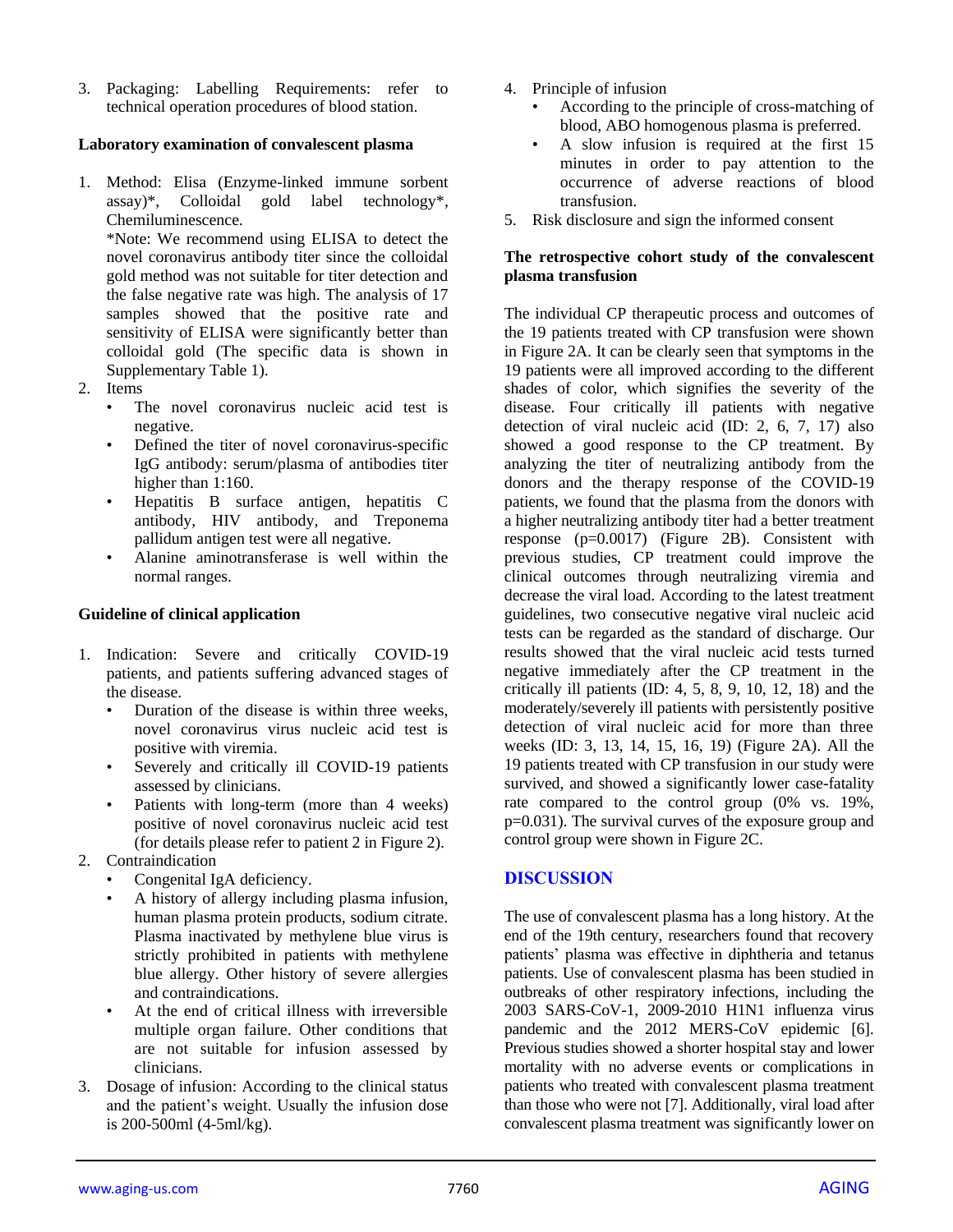3. Packaging: Labelling Requirements: refer to technical operation procedures of blood station.

**Laboratory examination of convalescent plasma**

1. Method: Elisa (Enzyme-linked immune sorbent assay)*, Colloidal gold label technology*, Chemiluminescence.

   *Note: We recommend using ELISA to detect the novel coronavirus antibody titer since the colloidal gold method was not suitable for titer detection and the false negative rate was high. The analysis of 17 samples showed that the positive rate and sensitivity of ELISA were significantly better than colloidal gold (The specific data is shown in Supplementary Table 1).
2. Items
   - The novel coronavirus nucleic acid test is negative.
   - Defined the titer of novel coronavirus-specific IgG antibody: serum/plasma of antibodies titer higher than 1:160.
   - Hepatitis B surface antigen, hepatitis C antibody, HIV antibody, and Treponema pallidum antigen test were all negative.
   - Alanine aminotransferase is well within the normal ranges.

**Guideline of clinical application**

1. Indication: Severe and critically COVID-19 patients, and patients suffering advanced stages of the disease.
   - Duration of the disease is within three weeks, novel coronavirus virus nucleic acid test is positive with viremia.
   - Severely and critically ill COVID-19 patients assessed by clinicians.
   - Patients with long-term (more than 4 weeks) positive of novel coronavirus nucleic acid test (for details please refer to patient 2 in Figure 2).
2. Contraindication
   - Congenital IgA deficiency.
   - A history of allergy including plasma infusion, human plasma protein products, sodium citrate. Plasma inactivated by methylene blue virus is strictly prohibited in patients with methylene blue allergy. Other history of severe allergies and contraindications.
   - At the end of critical illness with irreversible multiple organ failure. Other conditions that are not suitable for infusion assessed by clinicians.
3. Dosage of infusion: According to the clinical status and the patient's weight. Usually the infusion dose is 200-500ml (4-5ml/kg).
4. Principle of infusion
   - According to the principle of cross-matching of blood, ABO homogenous plasma is preferred.
   - A slow infusion is required at the first 15 minutes in order to pay attention to the occurrence of adverse reactions of blood transfusion.
5. Risk disclosure and sign the informed consent

**The retrospective cohort study of the convalescent plasma transfusion**

The individual CP therapeutic process and outcomes of the 19 patients treated with CP transfusion were shown in Figure 2A. It can be clearly seen that symptoms in the 19 patients were all improved according to the different shades of color, which signifies the severity of the disease. Four critically ill patients with negative detection of viral nucleic acid (ID: 2, 6, 7, 17) also showed a good response to the CP treatment. By analyzing the titer of neutralizing antibody from the donors and the therapy response of the COVID-19 patients, we found that the plasma from the donors with a higher neutralizing antibody titer had a better treatment response (p=0.0017) (Figure 2B). Consistent with previous studies, CP treatment could improve the clinical outcomes through neutralizing viremia and decrease the viral load. According to the latest treatment guidelines, two consecutive negative viral nucleic acid tests can be regarded as the standard of discharge. Our results showed that the viral nucleic acid tests turned negative immediately after the CP treatment in the critically ill patients (ID: 4, 5, 8, 9, 10, 12, 18) and the moderately/severely ill patients with persistently positive detection of viral nucleic acid for more than three weeks (ID: 3, 13, 14, 15, 16, 19) (Figure 2A). All the 19 patients treated with CP transfusion in our study were survived, and showed a significantly lower case-fatality rate compared to the control group (0% vs. 19%, p=0.031). The survival curves of the exposure group and control group were shown in Figure 2C.

## DISCUSSION

The use of convalescent plasma has a long history. At the end of the 19th century, researchers found that recovery patients' plasma was effective in diphtheria and tetanus patients. Use of convalescent plasma has been studied in outbreaks of other respiratory infections, including the 2003 SARS-CoV-1, 2009-2010 H1N1 influenza virus pandemic and the 2012 MERS-CoV epidemic [6]. Previous studies showed a shorter hospital stay and lower mortality with no adverse events or complications in patients who treated with convalescent plasma treatment than those who were not [7]. Additionally, viral load after convalescent plasma treatment was significantly lower on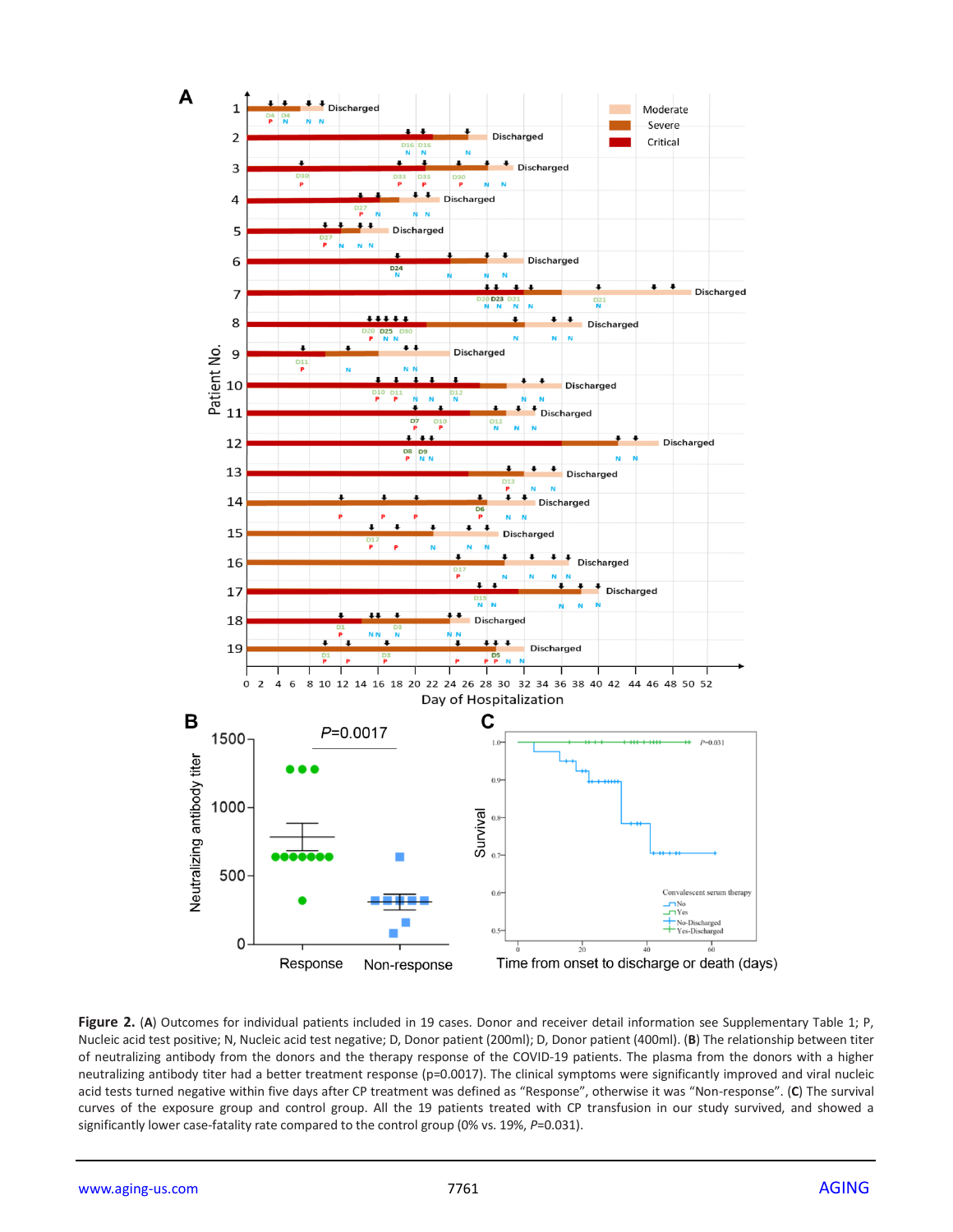**Figure 2.** (**A**) Outcomes for individual patients included in 19 cases. Donor and receiver detail information see Supplementary Table 1; P, Nucleic acid test positive; N, Nucleic acid test negative; D, Donor patient (200ml); D, Donor patient (400ml). (**B**) The relationship between titer of neutralizing antibody from the donors and the therapy response of the COVID-19 patients. The plasma from the donors with a higher neutralizing antibody titer had a better treatment response (p=0.0017). The clinical symptoms were significantly improved and viral nucleic acid tests turned negative within five days after CP treatment was defined as "Response", otherwise it was "Non-response". (**C**) The survival curves of the exposure group and control group. All the 19 patients treated with CP transfusion in our study survived, and showed a significantly lower case-fatality rate compared to the control group (0% vs. 19%, *P*=0.031).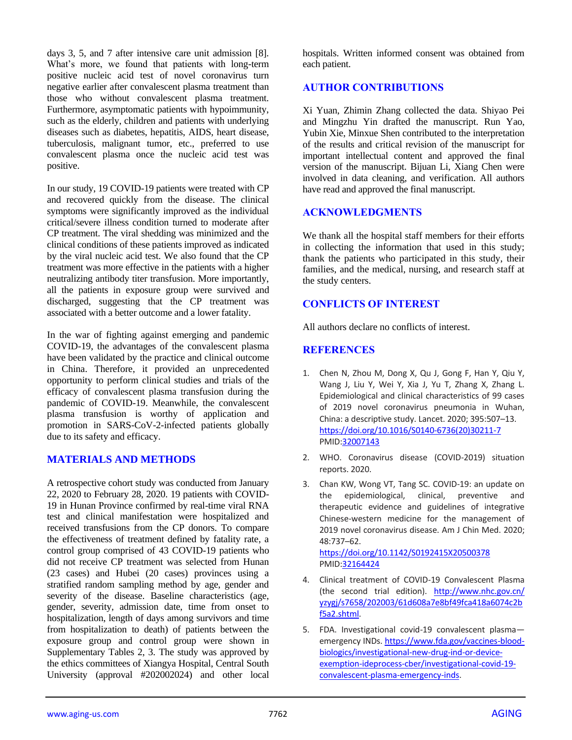days 3, 5, and 7 after intensive care unit admission [8]. What's more, we found that patients with long-term positive nucleic acid test of novel coronavirus turn negative earlier after convalescent plasma treatment than those who without convalescent plasma treatment. Furthermore, asymptomatic patients with hypoimmunity, such as the elderly, children and patients with underlying diseases such as diabetes, hepatitis, AIDS, heart disease, tuberculosis, malignant tumor, etc., preferred to use convalescent plasma once the nucleic acid test was positive.

In our study, 19 COVID-19 patients were treated with CP and recovered quickly from the disease. The clinical symptoms were significantly improved as the individual critical/severe illness condition turned to moderate after CP treatment. The viral shedding was minimized and the clinical conditions of these patients improved as indicated by the viral nucleic acid test. We also found that the CP treatment was more effective in the patients with a higher neutralizing antibody titer transfusion. More importantly, all the patients in exposure group were survived and discharged, suggesting that the CP treatment was associated with a better outcome and a lower fatality.

In the war of fighting against emerging and pandemic COVID-19, the advantages of the convalescent plasma have been validated by the practice and clinical outcome in China. Therefore, it provided an unprecedented opportunity to perform clinical studies and trials of the efficacy of convalescent plasma transfusion during the pandemic of COVID-19. Meanwhile, the convalescent plasma transfusion is worthy of application and promotion in SARS-CoV-2-infected patients globally due to its safety and efficacy.

## MATERIALS AND METHODS

A retrospective cohort study was conducted from January 22, 2020 to February 28, 2020. 19 patients with COVID-19 in Hunan Province confirmed by real-time viral RNA test and clinical manifestation were hospitalized and received transfusions from the CP donors. To compare the effectiveness of treatment defined by fatality rate, a control group comprised of 43 COVID-19 patients who did not receive CP treatment was selected from Hunan (23 cases) and Hubei (20 cases) provinces using a stratified random sampling method by age, gender and severity of the disease. Baseline characteristics (age, gender, severity, admission date, time from onset to hospitalization, length of days among survivors and time from hospitalization to death) of patients between the exposure group and control group were shown in Supplementary Tables 2, 3. The study was approved by the ethics committees of Xiangya Hospital, Central South University (approval #202002024) and other local hospitals. Written informed consent was obtained from each patient.

## AUTHOR CONTRIBUTIONS

Xi Yuan, Zhimin Zhang collected the data. Shiyao Pei and Mingzhu Yin drafted the manuscript. Run Yao, Yubin Xie, Minxue Shen contributed to the interpretation of the results and critical revision of the manuscript for important intellectual content and approved the final version of the manuscript. Bijuan Li, Xiang Chen were involved in data cleaning, and verification. All authors have read and approved the final manuscript.

## ACKNOWLEDGMENTS

We thank all the hospital staff members for their efforts in collecting the information that used in this study; thank the patients who participated in this study, their families, and the medical, nursing, and research staff at the study centers.

## CONFLICTS OF INTEREST

All authors declare no conflicts of interest.

## REFERENCES

1. Chen N, Zhou M, Dong X, Qu J, Gong F, Han Y, Qiu Y, Wang J, Liu Y, Wei Y, Xia J, Yu T, Zhang X, Zhang L. Epidemiological and clinical characteristics of 99 cases of 2019 novel coronavirus pneumonia in Wuhan, China: a descriptive study. Lancet. 2020; 395:507–13. https://doi.org/10.1016/S0140-6736(20)30211-7 PMID:32007143

2. WHO. Coronavirus disease (COVID-2019) situation reports. 2020.

3. Chan KW, Wong VT, Tang SC. COVID-19: an update on the epidemiological, clinical, preventive and therapeutic evidence and guidelines of integrative Chinese-western medicine for the management of 2019 novel coronavirus disease. Am J Chin Med. 2020; 48:737–62. https://doi.org/10.1142/S0192415X20500378 PMID:32164424

4. Clinical treatment of COVID-19 Convalescent Plasma (the second trial edition). http://www.nhc.gov.cn/yzygj/s7658/202003/61d608a7e8bf49fca418a6074c2bf5a2.shtml.

5. FDA. Investigational covid-19 convalescent plasma—emergency INDs. https://www.fda.gov/vaccines-blood-biologics/investigational-new-drug-ind-or-device-exemption-ideprocess-cber/investigational-covid-19-convalescent-plasma-emergency-inds.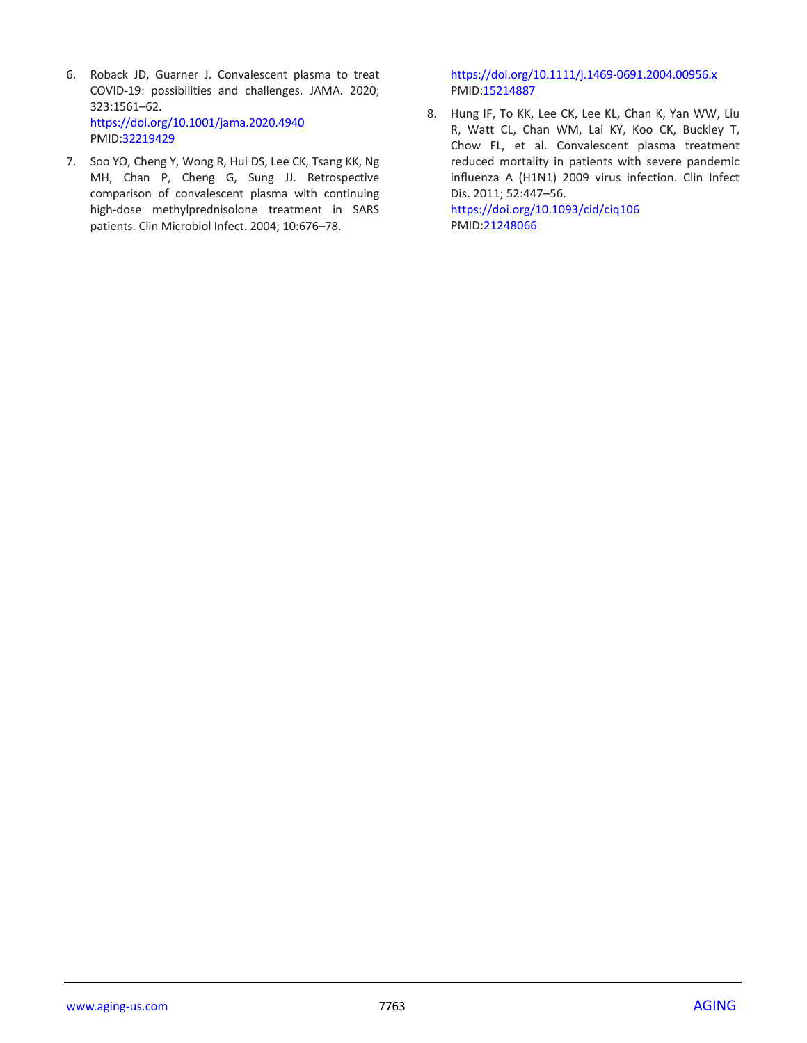6. Roback JD, Guarner J. Convalescent plasma to treat COVID-19: possibilities and challenges. JAMA. 2020; 323:1561–62.
   https://doi.org/10.1001/jama.2020.4940
   PMID:32219429

7. Soo YO, Cheng Y, Wong R, Hui DS, Lee CK, Tsang KK, Ng MH, Chan P, Cheng G, Sung JJ. Retrospective comparison of convalescent plasma with continuing high-dose methylprednisolone treatment in SARS patients. Clin Microbiol Infect. 2004; 10:676–78.
   https://doi.org/10.1111/j.1469-0691.2004.00956.x
   PMID:15214887

8. Hung IF, To KK, Lee CK, Lee KL, Chan K, Yan WW, Liu R, Watt CL, Chan WM, Lai KY, Koo CK, Buckley T, Chow FL, et al. Convalescent plasma treatment reduced mortality in patients with severe pandemic influenza A (H1N1) 2009 virus infection. Clin Infect Dis. 2011; 52:447–56.
   https://doi.org/10.1093/cid/ciq106
   PMID:21248066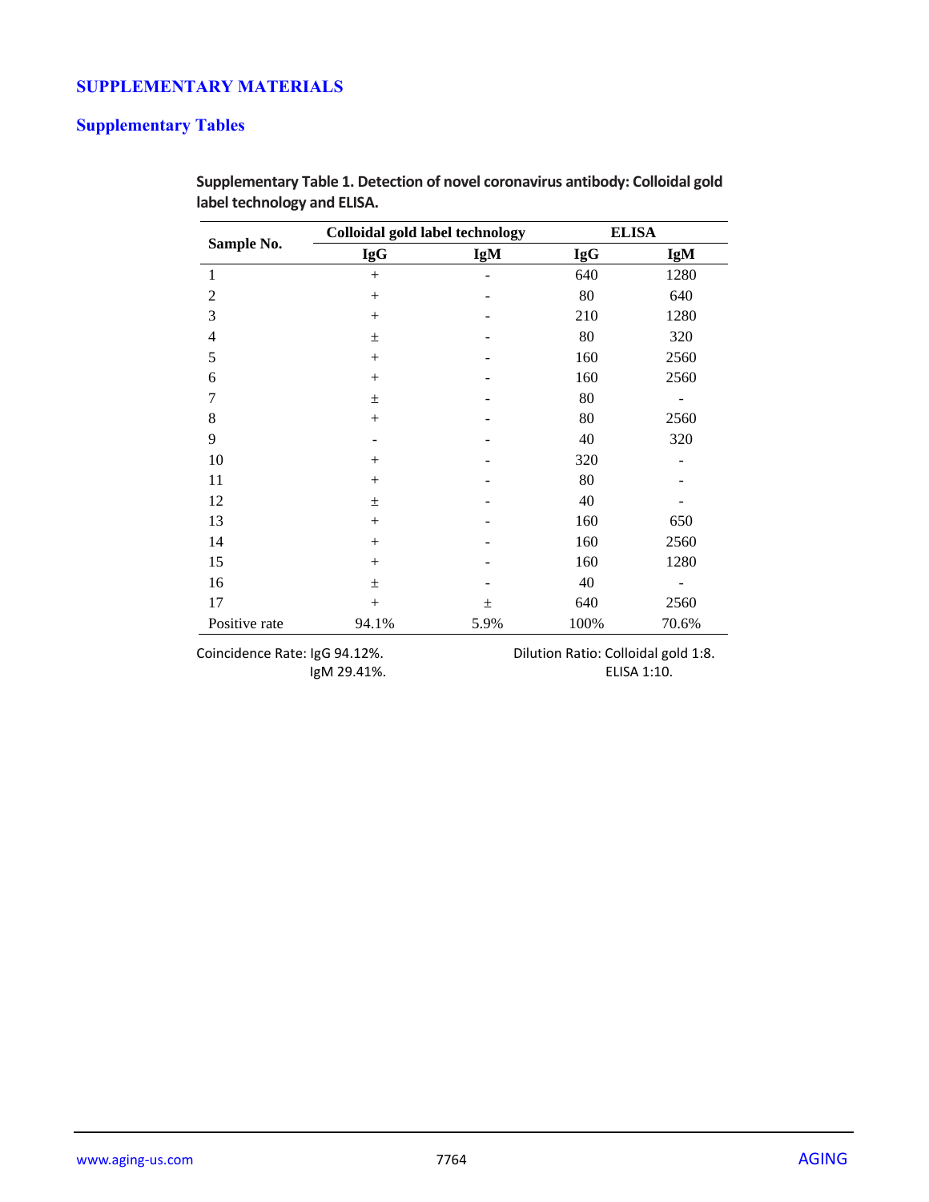## SUPPLEMENTARY MATERIALS

### Supplementary Tables

**Supplementary Table 1. Detection of novel coronavirus antibody: Colloidal gold label technology and ELISA.**

| Sample No. | Colloidal gold label technology | | ELISA | |
|---|---|---|---|---|
| | IgG | IgM | IgG | IgM |
| 1 | + | - | 640 | 1280 |
| 2 | + | - | 80 | 640 |
| 3 | + | - | 210 | 1280 |
| 4 | ± | - | 80 | 320 |
| 5 | + | - | 160 | 2560 |
| 6 | + | - | 160 | 2560 |
| 7 | ± | - | 80 | - |
| 8 | + | - | 80 | 2560 |
| 9 | - | - | 40 | 320 |
| 10 | + | - | 320 | - |
| 11 | + | - | 80 | - |
| 12 | ± | - | 40 | - |
| 13 | + | - | 160 | 650 |
| 14 | + | - | 160 | 2560 |
| 15 | + | - | 160 | 1280 |
| 16 | ± | - | 40 | - |
| 17 | + | ± | 640 | 2560 |
| Positive rate | 94.1% | 5.9% | 100% | 70.6% |

Coincidence Rate: IgG 94.12%.
IgM 29.41%.

Dilution Ratio: Colloidal gold 1:8.
ELISA 1:10.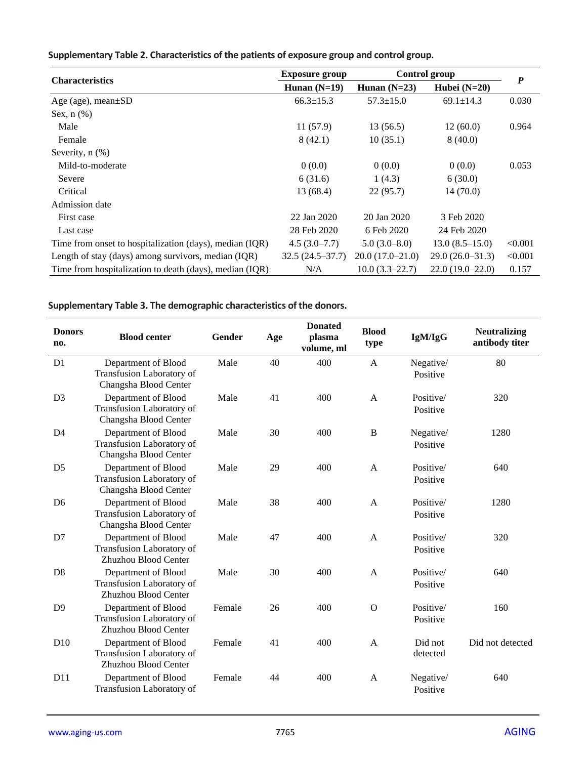**Supplementary Table 2. Characteristics of the patients of exposure group and control group.**

| Characteristics | Exposure group | Control group | | ***P*** |
|---|---|---|---|---|
| | **Hunan (N=19)** | **Hunan (N=23)** | **Hubei (N=20)** | |
| Age (age), mean±SD | 66.3±15.3 | 57.3±15.0 | 69.1±14.3 | 0.030 |
| Sex, n (%) | | | | |
| Male | 11 (57.9) | 13 (56.5) | 12 (60.0) | 0.964 |
| Female | 8 (42.1) | 10 (35.1) | 8 (40.0) | |
| Severity, n (%) | | | | |
| Mild-to-moderate | 0 (0.0) | 0 (0.0) | 0 (0.0) | 0.053 |
| Severe | 6 (31.6) | 1 (4.3) | 6 (30.0) | |
| Critical | 13 (68.4) | 22 (95.7) | 14 (70.0) | |
| Admission date | | | | |
| First case | 22 Jan 2020 | 20 Jan 2020 | 3 Feb 2020 | |
| Last case | 28 Feb 2020 | 6 Feb 2020 | 24 Feb 2020 | |
| Time from onset to hospitalization (days), median (IQR) | 4.5 (3.0–7.7) | 5.0 (3.0–8.0) | 13.0 (8.5–15.0) | <0.001 |
| Length of stay (days) among survivors, median (IQR) | 32.5 (24.5–37.7) | 20.0 (17.0–21.0) | 29.0 (26.0–31.3) | <0.001 |
| Time from hospitalization to death (days), median (IQR) | N/A | 10.0 (3.3–22.7) | 22.0 (19.0–22.0) | 0.157 |

**Supplementary Table 3. The demographic characteristics of the donors.**

| Donors no. | Blood center | Gender | Age | Donated plasma volume, ml | Blood type | IgM/IgG | Neutralizing antibody titer |
|---|---|---|---|---|---|---|---|
| D1 | Department of Blood Transfusion Laboratory of Changsha Blood Center | Male | 40 | 400 | A | Negative/ Positive | 80 |
| D3 | Department of Blood Transfusion Laboratory of Changsha Blood Center | Male | 41 | 400 | A | Positive/ Positive | 320 |
| D4 | Department of Blood Transfusion Laboratory of Changsha Blood Center | Male | 30 | 400 | B | Negative/ Positive | 1280 |
| D5 | Department of Blood Transfusion Laboratory of Changsha Blood Center | Male | 29 | 400 | A | Positive/ Positive | 640 |
| D6 | Department of Blood Transfusion Laboratory of Changsha Blood Center | Male | 38 | 400 | A | Positive/ Positive | 1280 |
| D7 | Department of Blood Transfusion Laboratory of Zhuzhou Blood Center | Male | 47 | 400 | A | Positive/ Positive | 320 |
| D8 | Department of Blood Transfusion Laboratory of Zhuzhou Blood Center | Male | 30 | 400 | A | Positive/ Positive | 640 |
| D9 | Department of Blood Transfusion Laboratory of Zhuzhou Blood Center | Female | 26 | 400 | O | Positive/ Positive | 160 |
| D10 | Department of Blood Transfusion Laboratory of Zhuzhou Blood Center | Female | 41 | 400 | A | Did not detected | Did not detected |
| D11 | Department of Blood Transfusion Laboratory of | Female | 44 | 400 | A | Negative/ Positive | 640 |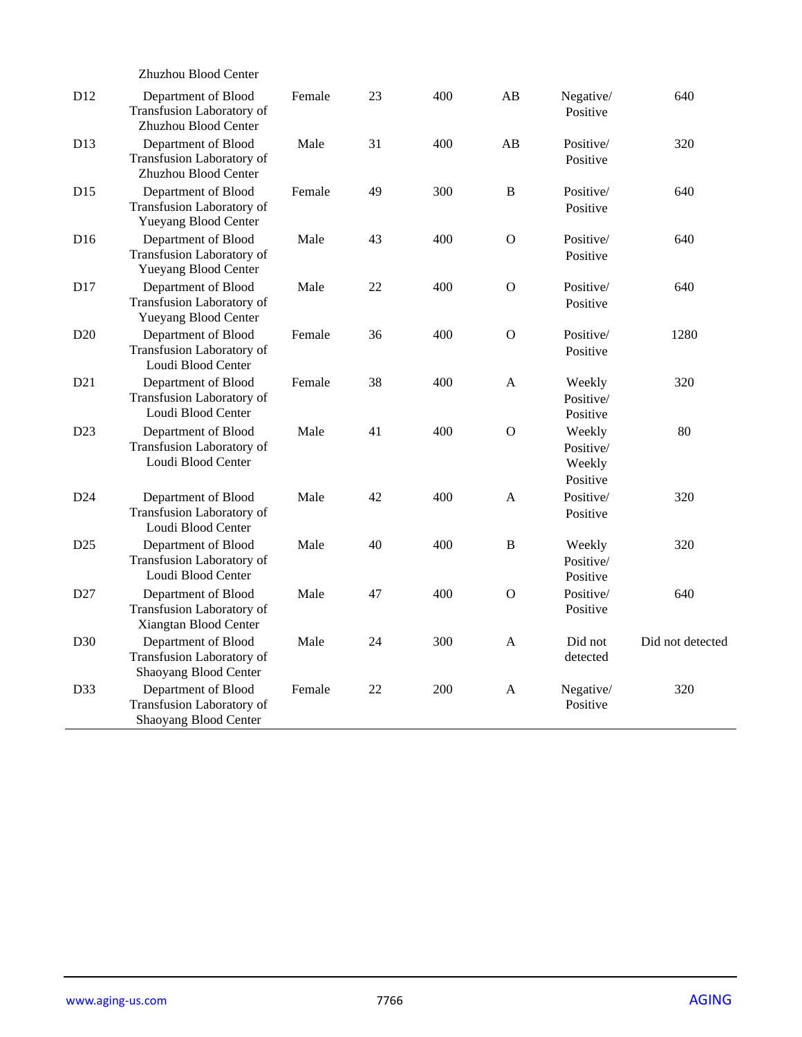| | | | | | | | |
|---|---|---|---|---|---|---|---|
| | Zhuzhou Blood Center | | | | | | |
| D12 | Department of Blood Transfusion Laboratory of Zhuzhou Blood Center | Female | 23 | 400 | AB | Negative/ Positive | 640 |
| D13 | Department of Blood Transfusion Laboratory of Zhuzhou Blood Center | Male | 31 | 400 | AB | Positive/ Positive | 320 |
| D15 | Department of Blood Transfusion Laboratory of Yueyang Blood Center | Female | 49 | 300 | B | Positive/ Positive | 640 |
| D16 | Department of Blood Transfusion Laboratory of Yueyang Blood Center | Male | 43 | 400 | O | Positive/ Positive | 640 |
| D17 | Department of Blood Transfusion Laboratory of Yueyang Blood Center | Male | 22 | 400 | O | Positive/ Positive | 640 |
| D20 | Department of Blood Transfusion Laboratory of Loudi Blood Center | Female | 36 | 400 | O | Positive/ Positive | 1280 |
| D21 | Department of Blood Transfusion Laboratory of Loudi Blood Center | Female | 38 | 400 | A | Weekly Positive/ Positive | 320 |
| D23 | Department of Blood Transfusion Laboratory of Loudi Blood Center | Male | 41 | 400 | O | Weekly Positive/ Weekly Positive | 80 |
| D24 | Department of Blood Transfusion Laboratory of Loudi Blood Center | Male | 42 | 400 | A | Positive/ Positive | 320 |
| D25 | Department of Blood Transfusion Laboratory of Loudi Blood Center | Male | 40 | 400 | B | Weekly Positive/ Positive | 320 |
| D27 | Department of Blood Transfusion Laboratory of Xiangtan Blood Center | Male | 47 | 400 | O | Positive/ Positive | 640 |
| D30 | Department of Blood Transfusion Laboratory of Shaoyang Blood Center | Male | 24 | 300 | A | Did not detected | Did not detected |
| D33 | Department of Blood Transfusion Laboratory of Shaoyang Blood Center | Female | 22 | 200 | A | Negative/ Positive | 320 |